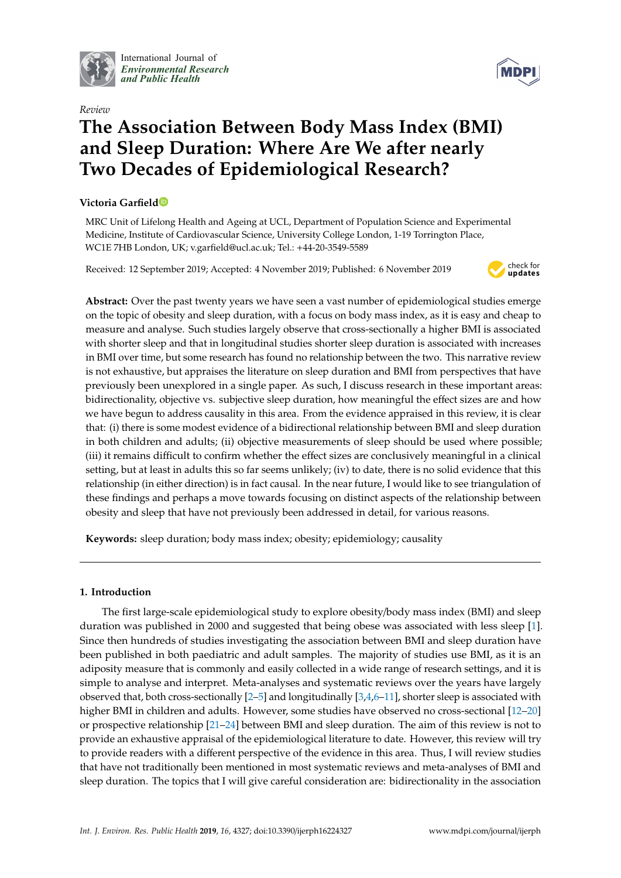International Journal of *Environmental Research and Public Health*

*Review*

# The Association Between Body Mass Index (BMI) and Sleep Duration: Where Are We after nearly Two Decades of Epidemiological Research?

**Victoria Garfield**

MRC Unit of Lifelong Health and Ageing at UCL, Department of Population Science and Experimental Medicine, Institute of Cardiovascular Science, University College London, 1-19 Torrington Place, WC1E 7HB London, UK; v.garfield@ucl.ac.uk; Tel.: +44-20-3549-5589

Received: 12 September 2019; Accepted: 4 November 2019; Published: 6 November 2019

**Abstract:** Over the past twenty years we have seen a vast number of epidemiological studies emerge on the topic of obesity and sleep duration, with a focus on body mass index, as it is easy and cheap to measure and analyse. Such studies largely observe that cross-sectionally a higher BMI is associated with shorter sleep and that in longitudinal studies shorter sleep duration is associated with increases in BMI over time, but some research has found no relationship between the two. This narrative review is not exhaustive, but appraises the literature on sleep duration and BMI from perspectives that have previously been unexplored in a single paper. As such, I discuss research in these important areas: bidirectionality, objective vs. subjective sleep duration, how meaningful the effect sizes are and how we have begun to address causality in this area. From the evidence appraised in this review, it is clear that: (i) there is some modest evidence of a bidirectional relationship between BMI and sleep duration in both children and adults; (ii) objective measurements of sleep should be used where possible; (iii) it remains difficult to confirm whether the effect sizes are conclusively meaningful in a clinical setting, but at least in adults this so far seems unlikely; (iv) to date, there is no solid evidence that this relationship (in either direction) is in fact causal. In the near future, I would like to see triangulation of these findings and perhaps a move towards focusing on distinct aspects of the relationship between obesity and sleep that have not previously been addressed in detail, for various reasons.

**Keywords:** sleep duration; body mass index; obesity; epidemiology; causality

## 1. Introduction

The first large-scale epidemiological study to explore obesity/body mass index (BMI) and sleep duration was published in 2000 and suggested that being obese was associated with less sleep [1]. Since then hundreds of studies investigating the association between BMI and sleep duration have been published in both paediatric and adult samples. The majority of studies use BMI, as it is an adiposity measure that is commonly and easily collected in a wide range of research settings, and it is simple to analyse and interpret. Meta-analyses and systematic reviews over the years have largely observed that, both cross-sectionally [2–5] and longitudinally [3,4,6–11], shorter sleep is associated with higher BMI in children and adults. However, some studies have observed no cross-sectional [12–20] or prospective relationship [21–24] between BMI and sleep duration. The aim of this review is not to provide an exhaustive appraisal of the epidemiological literature to date. However, this review will try to provide readers with a different perspective of the evidence in this area. Thus, I will review studies that have not traditionally been mentioned in most systematic reviews and meta-analyses of BMI and sleep duration. The topics that I will give careful consideration are: bidirectionality in the association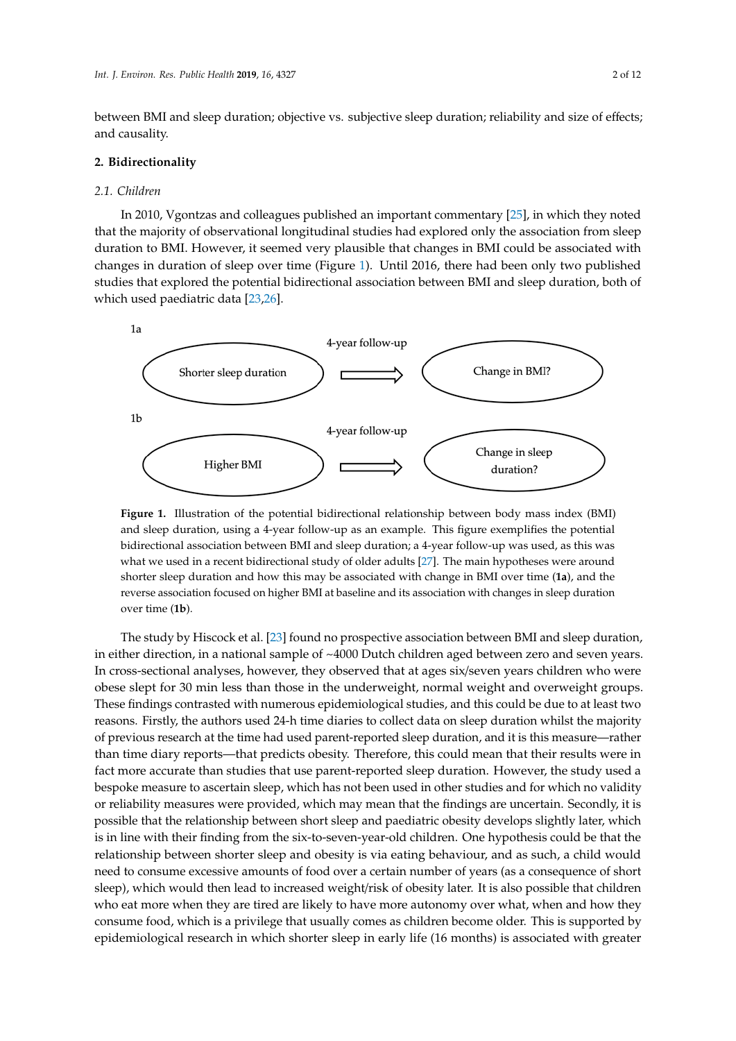between BMI and sleep duration; objective vs. subjective sleep duration; reliability and size of effects; and causality.

## 2. Bidirectionality

### 2.1. Children

In 2010, Vgontzas and colleagues published an important commentary [25], in which they noted that the majority of observational longitudinal studies had explored only the association from sleep duration to BMI. However, it seemed very plausible that changes in BMI could be associated with changes in duration of sleep over time (Figure 1). Until 2016, there had been only two published studies that explored the potential bidirectional association between BMI and sleep duration, both of which used paediatric data [23,26].

1a

Shorter sleep duration → (4-year follow-up) → Change in BMI?

1b

Higher BMI → (4-year follow-up) → Change in sleep duration?

**Figure 1.** Illustration of the potential bidirectional relationship between body mass index (BMI) and sleep duration, using a 4-year follow-up as an example. This figure exemplifies the potential bidirectional association between BMI and sleep duration; a 4-year follow-up was used, as this was what we used in a recent bidirectional study of older adults [27]. The main hypotheses were around shorter sleep duration and how this may be associated with change in BMI over time (**1a**), and the reverse association focused on higher BMI at baseline and its association with changes in sleep duration over time (**1b**).

The study by Hiscock et al. [23] found no prospective association between BMI and sleep duration, in either direction, in a national sample of ~4000 Dutch children aged between zero and seven years. In cross-sectional analyses, however, they observed that at ages six/seven years children who were obese slept for 30 min less than those in the underweight, normal weight and overweight groups. These findings contrasted with numerous epidemiological studies, and this could be due to at least two reasons. Firstly, the authors used 24-h time diaries to collect data on sleep duration whilst the majority of previous research at the time had used parent-reported sleep duration, and it is this measure—rather than time diary reports—that predicts obesity. Therefore, this could mean that their results were in fact more accurate than studies that use parent-reported sleep duration. However, the study used a bespoke measure to ascertain sleep, which has not been used in other studies and for which no validity or reliability measures were provided, which may mean that the findings are uncertain. Secondly, it is possible that the relationship between short sleep and paediatric obesity develops slightly later, which is in line with their finding from the six-to-seven-year-old children. One hypothesis could be that the relationship between shorter sleep and obesity is via eating behaviour, and as such, a child would need to consume excessive amounts of food over a certain number of years (as a consequence of short sleep), which would then lead to increased weight/risk of obesity later. It is also possible that children who eat more when they are tired are likely to have more autonomy over what, when and how they consume food, which is a privilege that usually comes as children become older. This is supported by epidemiological research in which shorter sleep in early life (16 months) is associated with greater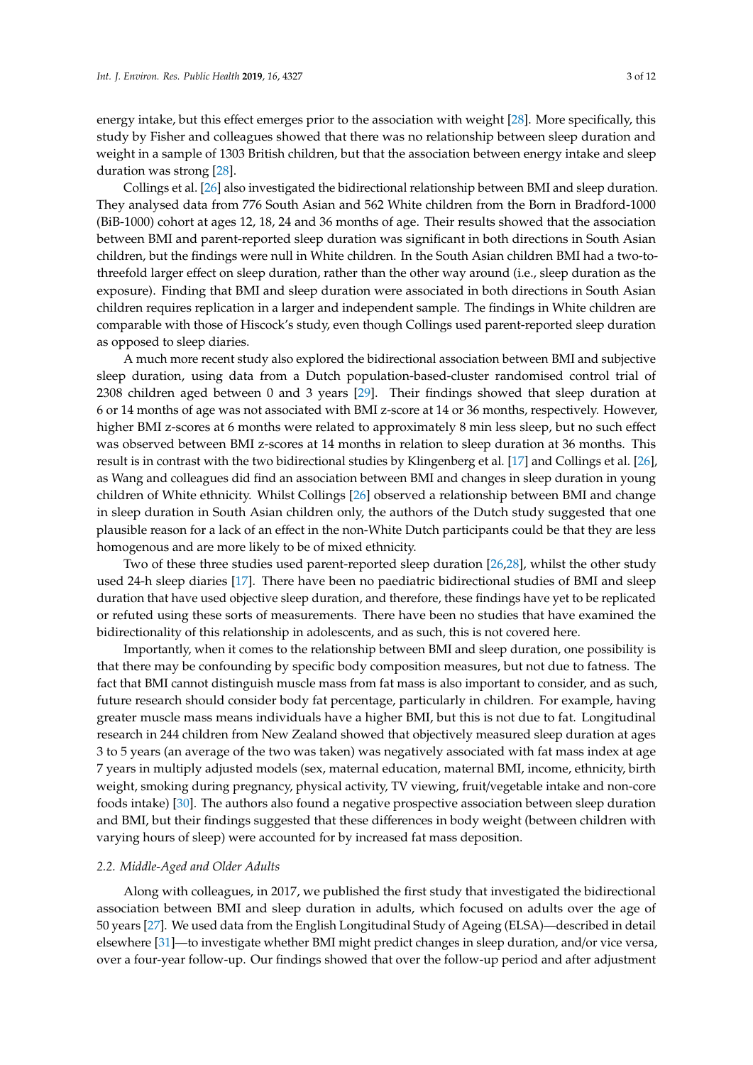energy intake, but this effect emerges prior to the association with weight [28]. More specifically, this study by Fisher and colleagues showed that there was no relationship between sleep duration and weight in a sample of 1303 British children, but that the association between energy intake and sleep duration was strong [28].

Collings et al. [26] also investigated the bidirectional relationship between BMI and sleep duration. They analysed data from 776 South Asian and 562 White children from the Born in Bradford-1000 (BiB-1000) cohort at ages 12, 18, 24 and 36 months of age. Their results showed that the association between BMI and parent-reported sleep duration was significant in both directions in South Asian children, but the findings were null in White children. In the South Asian children BMI had a two-to-threefold larger effect on sleep duration, rather than the other way around (i.e., sleep duration as the exposure). Finding that BMI and sleep duration were associated in both directions in South Asian children requires replication in a larger and independent sample. The findings in White children are comparable with those of Hiscock's study, even though Collings used parent-reported sleep duration as opposed to sleep diaries.

A much more recent study also explored the bidirectional association between BMI and subjective sleep duration, using data from a Dutch population-based-cluster randomised control trial of 2308 children aged between 0 and 3 years [29]. Their findings showed that sleep duration at 6 or 14 months of age was not associated with BMI z-score at 14 or 36 months, respectively. However, higher BMI z-scores at 6 months were related to approximately 8 min less sleep, but no such effect was observed between BMI z-scores at 14 months in relation to sleep duration at 36 months. This result is in contrast with the two bidirectional studies by Klingenberg et al. [17] and Collings et al. [26], as Wang and colleagues did find an association between BMI and changes in sleep duration in young children of White ethnicity. Whilst Collings [26] observed a relationship between BMI and change in sleep duration in South Asian children only, the authors of the Dutch study suggested that one plausible reason for a lack of an effect in the non-White Dutch participants could be that they are less homogenous and are more likely to be of mixed ethnicity.

Two of these three studies used parent-reported sleep duration [26,28], whilst the other study used 24-h sleep diaries [17]. There have been no paediatric bidirectional studies of BMI and sleep duration that have used objective sleep duration, and therefore, these findings have yet to be replicated or refuted using these sorts of measurements. There have been no studies that have examined the bidirectionality of this relationship in adolescents, and as such, this is not covered here.

Importantly, when it comes to the relationship between BMI and sleep duration, one possibility is that there may be confounding by specific body composition measures, but not due to fatness. The fact that BMI cannot distinguish muscle mass from fat mass is also important to consider, and as such, future research should consider body fat percentage, particularly in children. For example, having greater muscle mass means individuals have a higher BMI, but this is not due to fat. Longitudinal research in 244 children from New Zealand showed that objectively measured sleep duration at ages 3 to 5 years (an average of the two was taken) was negatively associated with fat mass index at age 7 years in multiply adjusted models (sex, maternal education, maternal BMI, income, ethnicity, birth weight, smoking during pregnancy, physical activity, TV viewing, fruit/vegetable intake and non-core foods intake) [30]. The authors also found a negative prospective association between sleep duration and BMI, but their findings suggested that these differences in body weight (between children with varying hours of sleep) were accounted for by increased fat mass deposition.

### 2.2. Middle-Aged and Older Adults

Along with colleagues, in 2017, we published the first study that investigated the bidirectional association between BMI and sleep duration in adults, which focused on adults over the age of 50 years [27]. We used data from the English Longitudinal Study of Ageing (ELSA)—described in detail elsewhere [31]—to investigate whether BMI might predict changes in sleep duration, and/or vice versa, over a four-year follow-up. Our findings showed that over the follow-up period and after adjustment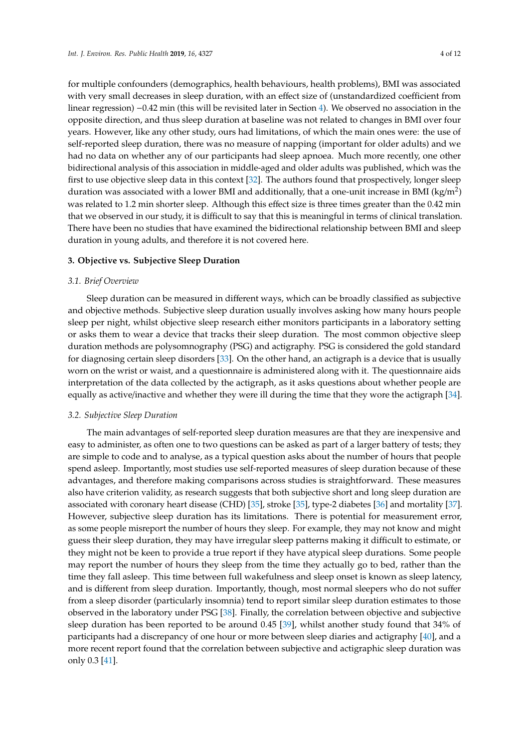for multiple confounders (demographics, health behaviours, health problems), BMI was associated with very small decreases in sleep duration, with an effect size of (unstandardized coefficient from linear regression) −0.42 min (this will be revisited later in Section 4). We observed no association in the opposite direction, and thus sleep duration at baseline was not related to changes in BMI over four years. However, like any other study, ours had limitations, of which the main ones were: the use of self-reported sleep duration, there was no measure of napping (important for older adults) and we had no data on whether any of our participants had sleep apnoea. Much more recently, one other bidirectional analysis of this association in middle-aged and older adults was published, which was the first to use objective sleep data in this context [32]. The authors found that prospectively, longer sleep duration was associated with a lower BMI and additionally, that a one-unit increase in BMI (kg/m$^2$) was related to 1.2 min shorter sleep. Although this effect size is three times greater than the 0.42 min that we observed in our study, it is difficult to say that this is meaningful in terms of clinical translation. There have been no studies that have examined the bidirectional relationship between BMI and sleep duration in young adults, and therefore it is not covered here.

## 3. Objective vs. Subjective Sleep Duration

### *3.1. Brief Overview*

Sleep duration can be measured in different ways, which can be broadly classified as subjective and objective methods. Subjective sleep duration usually involves asking how many hours people sleep per night, whilst objective sleep research either monitors participants in a laboratory setting or asks them to wear a device that tracks their sleep duration. The most common objective sleep duration methods are polysomnography (PSG) and actigraphy. PSG is considered the gold standard for diagnosing certain sleep disorders [33]. On the other hand, an actigraph is a device that is usually worn on the wrist or waist, and a questionnaire is administered along with it. The questionnaire aids interpretation of the data collected by the actigraph, as it asks questions about whether people are equally as active/inactive and whether they were ill during the time that they wore the actigraph [34].

### *3.2. Subjective Sleep Duration*

The main advantages of self-reported sleep duration measures are that they are inexpensive and easy to administer, as often one to two questions can be asked as part of a larger battery of tests; they are simple to code and to analyse, as a typical question asks about the number of hours that people spend asleep. Importantly, most studies use self-reported measures of sleep duration because of these advantages, and therefore making comparisons across studies is straightforward. These measures also have criterion validity, as research suggests that both subjective short and long sleep duration are associated with coronary heart disease (CHD) [35], stroke [35], type-2 diabetes [36] and mortality [37]. However, subjective sleep duration has its limitations. There is potential for measurement error, as some people misreport the number of hours they sleep. For example, they may not know and might guess their sleep duration, they may have irregular sleep patterns making it difficult to estimate, or they might not be keen to provide a true report if they have atypical sleep durations. Some people may report the number of hours they sleep from the time they actually go to bed, rather than the time they fall asleep. This time between full wakefulness and sleep onset is known as sleep latency, and is different from sleep duration. Importantly, though, most normal sleepers who do not suffer from a sleep disorder (particularly insomnia) tend to report similar sleep duration estimates to those observed in the laboratory under PSG [38]. Finally, the correlation between objective and subjective sleep duration has been reported to be around 0.45 [39], whilst another study found that 34% of participants had a discrepancy of one hour or more between sleep diaries and actigraphy [40], and a more recent report found that the correlation between subjective and actigraphic sleep duration was only 0.3 [41].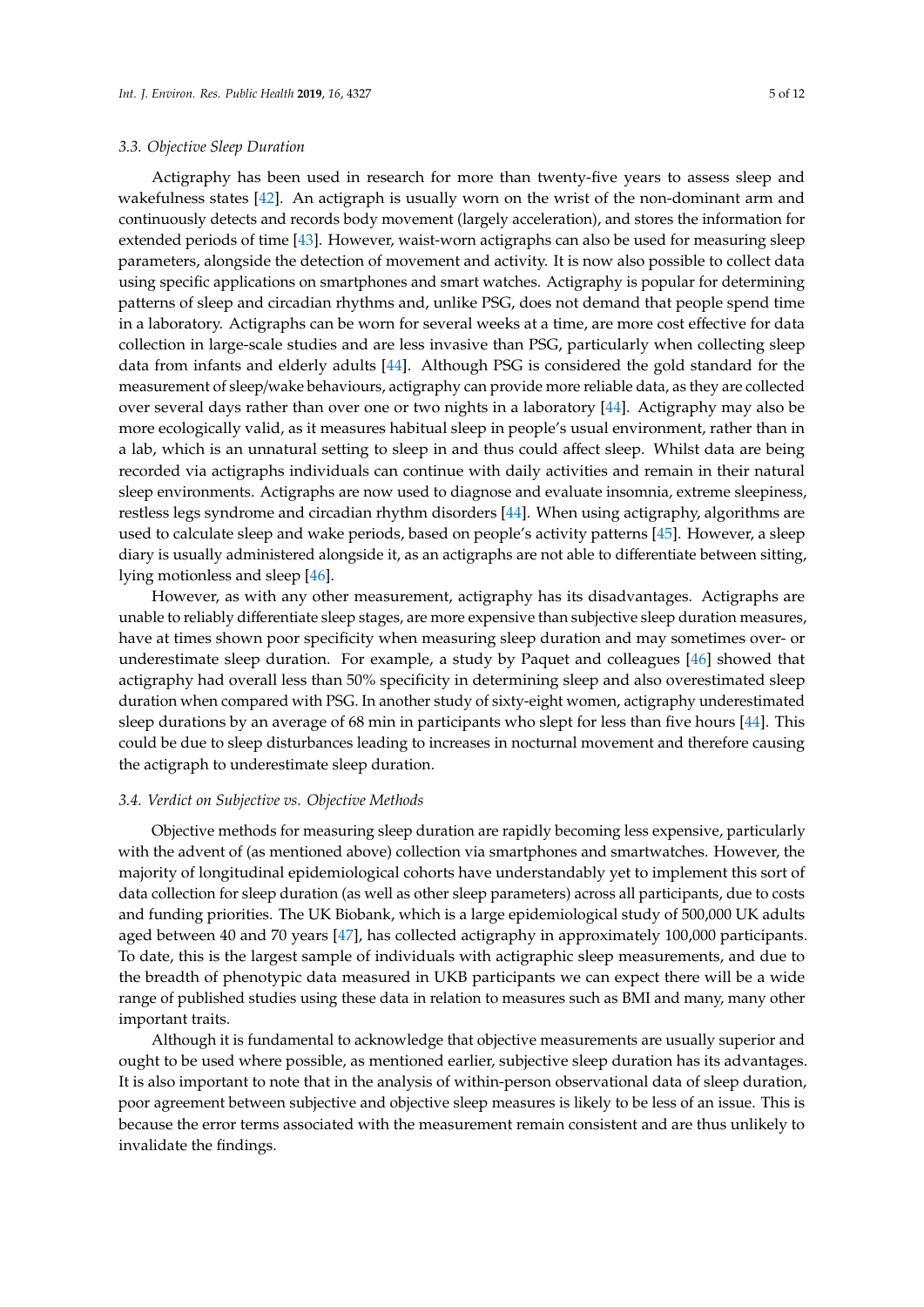### 3.3. Objective Sleep Duration

Actigraphy has been used in research for more than twenty-five years to assess sleep and wakefulness states [42]. An actigraph is usually worn on the wrist of the non-dominant arm and continuously detects and records body movement (largely acceleration), and stores the information for extended periods of time [43]. However, waist-worn actigraphs can also be used for measuring sleep parameters, alongside the detection of movement and activity. It is now also possible to collect data using specific applications on smartphones and smart watches. Actigraphy is popular for determining patterns of sleep and circadian rhythms and, unlike PSG, does not demand that people spend time in a laboratory. Actigraphs can be worn for several weeks at a time, are more cost effective for data collection in large-scale studies and are less invasive than PSG, particularly when collecting sleep data from infants and elderly adults [44]. Although PSG is considered the gold standard for the measurement of sleep/wake behaviours, actigraphy can provide more reliable data, as they are collected over several days rather than over one or two nights in a laboratory [44]. Actigraphy may also be more ecologically valid, as it measures habitual sleep in people's usual environment, rather than in a lab, which is an unnatural setting to sleep in and thus could affect sleep. Whilst data are being recorded via actigraphs individuals can continue with daily activities and remain in their natural sleep environments. Actigraphs are now used to diagnose and evaluate insomnia, extreme sleepiness, restless legs syndrome and circadian rhythm disorders [44]. When using actigraphy, algorithms are used to calculate sleep and wake periods, based on people's activity patterns [45]. However, a sleep diary is usually administered alongside it, as an actigraphs are not able to differentiate between sitting, lying motionless and sleep [46].

However, as with any other measurement, actigraphy has its disadvantages. Actigraphs are unable to reliably differentiate sleep stages, are more expensive than subjective sleep duration measures, have at times shown poor specificity when measuring sleep duration and may sometimes over- or underestimate sleep duration. For example, a study by Paquet and colleagues [46] showed that actigraphy had overall less than 50% specificity in determining sleep and also overestimated sleep duration when compared with PSG. In another study of sixty-eight women, actigraphy underestimated sleep durations by an average of 68 min in participants who slept for less than five hours [44]. This could be due to sleep disturbances leading to increases in nocturnal movement and therefore causing the actigraph to underestimate sleep duration.

### 3.4. Verdict on Subjective vs. Objective Methods

Objective methods for measuring sleep duration are rapidly becoming less expensive, particularly with the advent of (as mentioned above) collection via smartphones and smartwatches. However, the majority of longitudinal epidemiological cohorts have understandably yet to implement this sort of data collection for sleep duration (as well as other sleep parameters) across all participants, due to costs and funding priorities. The UK Biobank, which is a large epidemiological study of 500,000 UK adults aged between 40 and 70 years [47], has collected actigraphy in approximately 100,000 participants. To date, this is the largest sample of individuals with actigraphic sleep measurements, and due to the breadth of phenotypic data measured in UKB participants we can expect there will be a wide range of published studies using these data in relation to measures such as BMI and many, many other important traits.

Although it is fundamental to acknowledge that objective measurements are usually superior and ought to be used where possible, as mentioned earlier, subjective sleep duration has its advantages. It is also important to note that in the analysis of within-person observational data of sleep duration, poor agreement between subjective and objective sleep measures is likely to be less of an issue. This is because the error terms associated with the measurement remain consistent and are thus unlikely to invalidate the findings.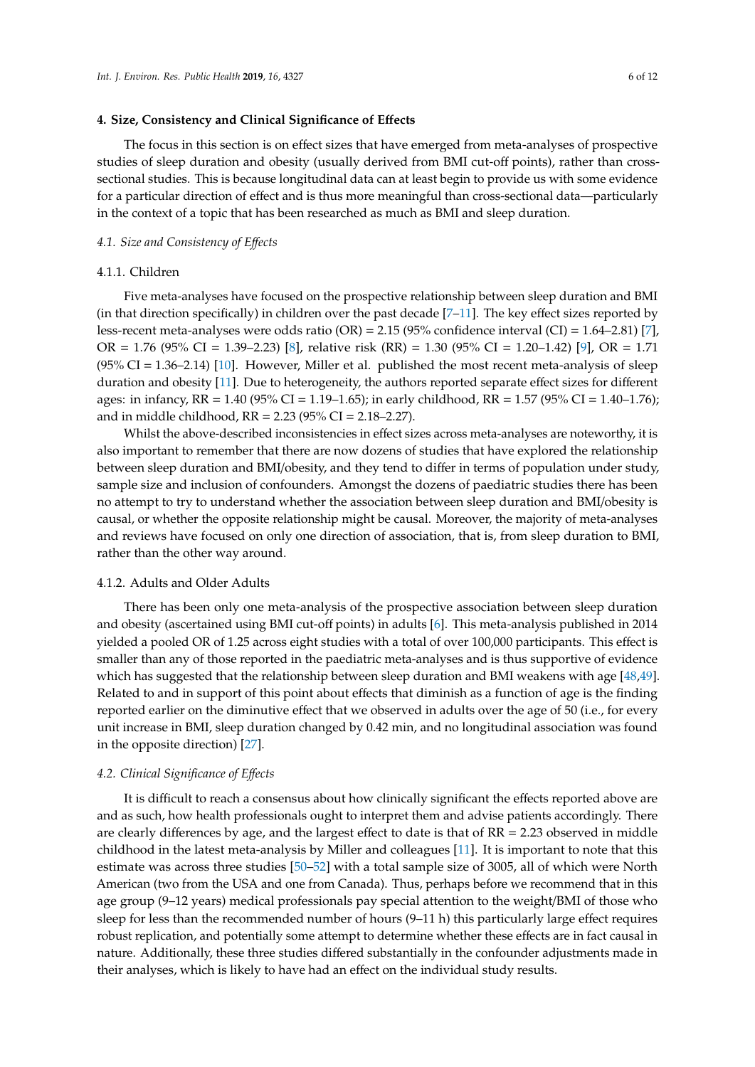## 4. Size, Consistency and Clinical Significance of Effects

The focus in this section is on effect sizes that have emerged from meta-analyses of prospective studies of sleep duration and obesity (usually derived from BMI cut-off points), rather than cross-sectional studies. This is because longitudinal data can at least begin to provide us with some evidence for a particular direction of effect and is thus more meaningful than cross-sectional data—particularly in the context of a topic that has been researched as much as BMI and sleep duration.

### *4.1. Size and Consistency of Effects*

#### 4.1.1. Children

Five meta-analyses have focused on the prospective relationship between sleep duration and BMI (in that direction specifically) in children over the past decade [7–11]. The key effect sizes reported by less-recent meta-analyses were odds ratio (OR) = 2.15 (95% confidence interval (CI) = 1.64–2.81) [7], OR = 1.76 (95% CI = 1.39–2.23) [8], relative risk (RR) = 1.30 (95% CI = 1.20–1.42) [9], OR = 1.71 (95% CI = 1.36–2.14) [10]. However, Miller et al. published the most recent meta-analysis of sleep duration and obesity [11]. Due to heterogeneity, the authors reported separate effect sizes for different ages: in infancy, RR = 1.40 (95% CI = 1.19–1.65); in early childhood, RR = 1.57 (95% CI = 1.40–1.76); and in middle childhood, RR = 2.23 (95% CI = 2.18–2.27).

Whilst the above-described inconsistencies in effect sizes across meta-analyses are noteworthy, it is also important to remember that there are now dozens of studies that have explored the relationship between sleep duration and BMI/obesity, and they tend to differ in terms of population under study, sample size and inclusion of confounders. Amongst the dozens of paediatric studies there has been no attempt to try to understand whether the association between sleep duration and BMI/obesity is causal, or whether the opposite relationship might be causal. Moreover, the majority of meta-analyses and reviews have focused on only one direction of association, that is, from sleep duration to BMI, rather than the other way around.

#### 4.1.2. Adults and Older Adults

There has been only one meta-analysis of the prospective association between sleep duration and obesity (ascertained using BMI cut-off points) in adults [6]. This meta-analysis published in 2014 yielded a pooled OR of 1.25 across eight studies with a total of over 100,000 participants. This effect is smaller than any of those reported in the paediatric meta-analyses and is thus supportive of evidence which has suggested that the relationship between sleep duration and BMI weakens with age [48,49]. Related to and in support of this point about effects that diminish as a function of age is the finding reported earlier on the diminutive effect that we observed in adults over the age of 50 (i.e., for every unit increase in BMI, sleep duration changed by 0.42 min, and no longitudinal association was found in the opposite direction) [27].

### *4.2. Clinical Significance of Effects*

It is difficult to reach a consensus about how clinically significant the effects reported above are and as such, how health professionals ought to interpret them and advise patients accordingly. There are clearly differences by age, and the largest effect to date is that of RR = 2.23 observed in middle childhood in the latest meta-analysis by Miller and colleagues [11]. It is important to note that this estimate was across three studies [50–52] with a total sample size of 3005, all of which were North American (two from the USA and one from Canada). Thus, perhaps before we recommend that in this age group (9–12 years) medical professionals pay special attention to the weight/BMI of those who sleep for less than the recommended number of hours (9–11 h) this particularly large effect requires robust replication, and potentially some attempt to determine whether these effects are in fact causal in nature. Additionally, these three studies differed substantially in the confounder adjustments made in their analyses, which is likely to have had an effect on the individual study results.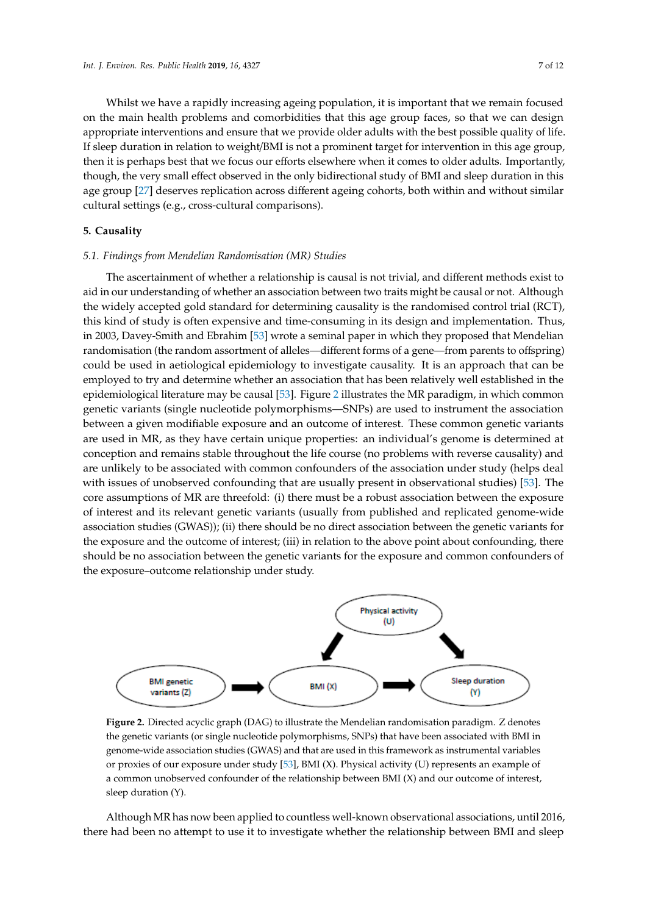Whilst we have a rapidly increasing ageing population, it is important that we remain focused on the main health problems and comorbidities that this age group faces, so that we can design appropriate interventions and ensure that we provide older adults with the best possible quality of life. If sleep duration in relation to weight/BMI is not a prominent target for intervention in this age group, then it is perhaps best that we focus our efforts elsewhere when it comes to older adults. Importantly, though, the very small effect observed in the only bidirectional study of BMI and sleep duration in this age group [27] deserves replication across different ageing cohorts, both within and without similar cultural settings (e.g., cross-cultural comparisons).

## 5. Causality

### 5.1. Findings from Mendelian Randomisation (MR) Studies

The ascertainment of whether a relationship is causal is not trivial, and different methods exist to aid in our understanding of whether an association between two traits might be causal or not. Although the widely accepted gold standard for determining causality is the randomised control trial (RCT), this kind of study is often expensive and time-consuming in its design and implementation. Thus, in 2003, Davey-Smith and Ebrahim [53] wrote a seminal paper in which they proposed that Mendelian randomisation (the random assortment of alleles—different forms of a gene—from parents to offspring) could be used in aetiological epidemiology to investigate causality. It is an approach that can be employed to try and determine whether an association that has been relatively well established in the epidemiological literature may be causal [53]. Figure 2 illustrates the MR paradigm, in which common genetic variants (single nucleotide polymorphisms—SNPs) are used to instrument the association between a given modifiable exposure and an outcome of interest. These common genetic variants are used in MR, as they have certain unique properties: an individual's genome is determined at conception and remains stable throughout the life course (no problems with reverse causality) and are unlikely to be associated with common confounders of the association under study (helps deal with issues of unobserved confounding that are usually present in observational studies) [53]. The core assumptions of MR are threefold: (i) there must be a robust association between the exposure of interest and its relevant genetic variants (usually from published and replicated genome-wide association studies (GWAS)); (ii) there should be no direct association between the genetic variants for the exposure and the outcome of interest; (iii) in relation to the above point about confounding, there should be no association between the genetic variants for the exposure and common confounders of the exposure–outcome relationship under study.

**Figure 2.** Directed acyclic graph (DAG) to illustrate the Mendelian randomisation paradigm. Z denotes the genetic variants (or single nucleotide polymorphisms, SNPs) that have been associated with BMI in genome-wide association studies (GWAS) and that are used in this framework as instrumental variables or proxies of our exposure under study [53], BMI (X). Physical activity (U) represents an example of a common unobserved confounder of the relationship between BMI (X) and our outcome of interest, sleep duration (Y).

Although MR has now been applied to countless well-known observational associations, until 2016, there had been no attempt to use it to investigate whether the relationship between BMI and sleep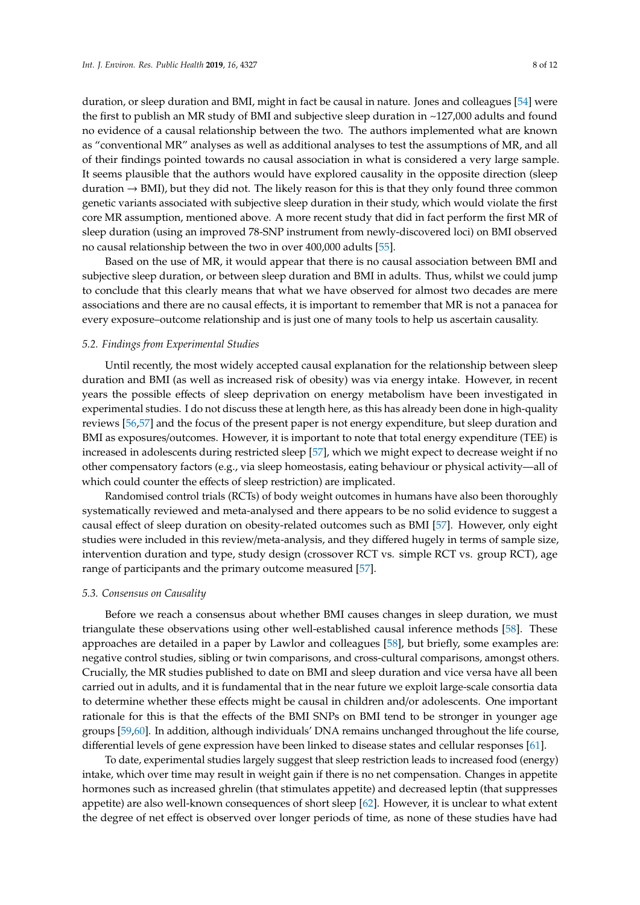duration, or sleep duration and BMI, might in fact be causal in nature. Jones and colleagues [54] were the first to publish an MR study of BMI and subjective sleep duration in ~127,000 adults and found no evidence of a causal relationship between the two. The authors implemented what are known as "conventional MR" analyses as well as additional analyses to test the assumptions of MR, and all of their findings pointed towards no causal association in what is considered a very large sample. It seems plausible that the authors would have explored causality in the opposite direction (sleep duration → BMI), but they did not. The likely reason for this is that they only found three common genetic variants associated with subjective sleep duration in their study, which would violate the first core MR assumption, mentioned above. A more recent study that did in fact perform the first MR of sleep duration (using an improved 78-SNP instrument from newly-discovered loci) on BMI observed no causal relationship between the two in over 400,000 adults [55].

Based on the use of MR, it would appear that there is no causal association between BMI and subjective sleep duration, or between sleep duration and BMI in adults. Thus, whilst we could jump to conclude that this clearly means that what we have observed for almost two decades are mere associations and there are no causal effects, it is important to remember that MR is not a panacea for every exposure–outcome relationship and is just one of many tools to help us ascertain causality.

### *5.2. Findings from Experimental Studies*

Until recently, the most widely accepted causal explanation for the relationship between sleep duration and BMI (as well as increased risk of obesity) was via energy intake. However, in recent years the possible effects of sleep deprivation on energy metabolism have been investigated in experimental studies. I do not discuss these at length here, as this has already been done in high-quality reviews [56,57] and the focus of the present paper is not energy expenditure, but sleep duration and BMI as exposures/outcomes. However, it is important to note that total energy expenditure (TEE) is increased in adolescents during restricted sleep [57], which we might expect to decrease weight if no other compensatory factors (e.g., via sleep homeostasis, eating behaviour or physical activity—all of which could counter the effects of sleep restriction) are implicated.

Randomised control trials (RCTs) of body weight outcomes in humans have also been thoroughly systematically reviewed and meta-analysed and there appears to be no solid evidence to suggest a causal effect of sleep duration on obesity-related outcomes such as BMI [57]. However, only eight studies were included in this review/meta-analysis, and they differed hugely in terms of sample size, intervention duration and type, study design (crossover RCT vs. simple RCT vs. group RCT), age range of participants and the primary outcome measured [57].

### *5.3. Consensus on Causality*

Before we reach a consensus about whether BMI causes changes in sleep duration, we must triangulate these observations using other well-established causal inference methods [58]. These approaches are detailed in a paper by Lawlor and colleagues [58], but briefly, some examples are: negative control studies, sibling or twin comparisons, and cross-cultural comparisons, amongst others. Crucially, the MR studies published to date on BMI and sleep duration and vice versa have all been carried out in adults, and it is fundamental that in the near future we exploit large-scale consortia data to determine whether these effects might be causal in children and/or adolescents. One important rationale for this is that the effects of the BMI SNPs on BMI tend to be stronger in younger age groups [59,60]. In addition, although individuals' DNA remains unchanged throughout the life course, differential levels of gene expression have been linked to disease states and cellular responses [61].

To date, experimental studies largely suggest that sleep restriction leads to increased food (energy) intake, which over time may result in weight gain if there is no net compensation. Changes in appetite hormones such as increased ghrelin (that stimulates appetite) and decreased leptin (that suppresses appetite) are also well-known consequences of short sleep [62]. However, it is unclear to what extent the degree of net effect is observed over longer periods of time, as none of these studies have had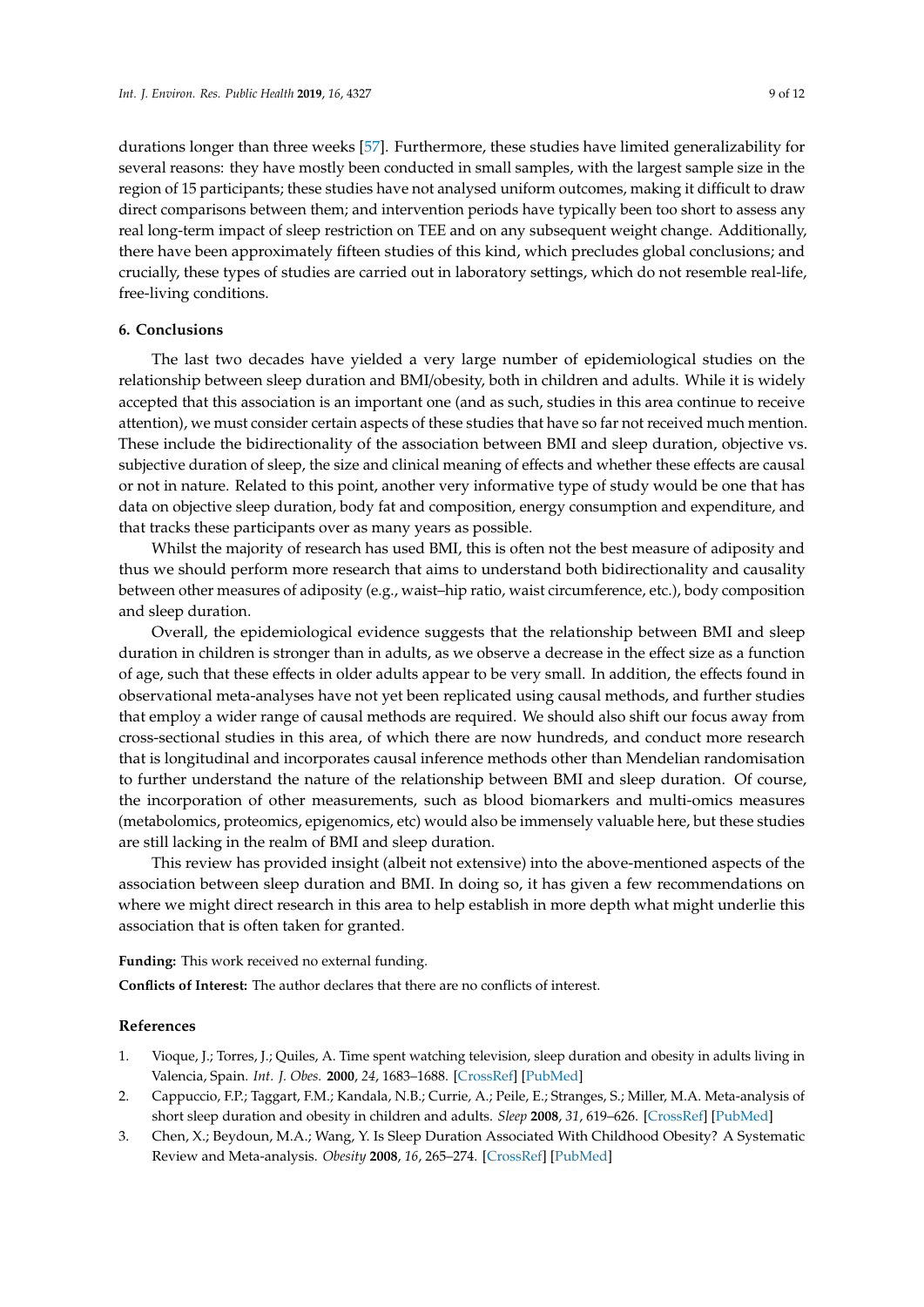durations longer than three weeks [57]. Furthermore, these studies have limited generalizability for several reasons: they have mostly been conducted in small samples, with the largest sample size in the region of 15 participants; these studies have not analysed uniform outcomes, making it difficult to draw direct comparisons between them; and intervention periods have typically been too short to assess any real long-term impact of sleep restriction on TEE and on any subsequent weight change. Additionally, there have been approximately fifteen studies of this kind, which precludes global conclusions; and crucially, these types of studies are carried out in laboratory settings, which do not resemble real-life, free-living conditions.

## 6. Conclusions

The last two decades have yielded a very large number of epidemiological studies on the relationship between sleep duration and BMI/obesity, both in children and adults. While it is widely accepted that this association is an important one (and as such, studies in this area continue to receive attention), we must consider certain aspects of these studies that have so far not received much mention. These include the bidirectionality of the association between BMI and sleep duration, objective vs. subjective duration of sleep, the size and clinical meaning of effects and whether these effects are causal or not in nature. Related to this point, another very informative type of study would be one that has data on objective sleep duration, body fat and composition, energy consumption and expenditure, and that tracks these participants over as many years as possible.

Whilst the majority of research has used BMI, this is often not the best measure of adiposity and thus we should perform more research that aims to understand both bidirectionality and causality between other measures of adiposity (e.g., waist–hip ratio, waist circumference, etc.), body composition and sleep duration.

Overall, the epidemiological evidence suggests that the relationship between BMI and sleep duration in children is stronger than in adults, as we observe a decrease in the effect size as a function of age, such that these effects in older adults appear to be very small. In addition, the effects found in observational meta-analyses have not yet been replicated using causal methods, and further studies that employ a wider range of causal methods are required. We should also shift our focus away from cross-sectional studies in this area, of which there are now hundreds, and conduct more research that is longitudinal and incorporates causal inference methods other than Mendelian randomisation to further understand the nature of the relationship between BMI and sleep duration. Of course, the incorporation of other measurements, such as blood biomarkers and multi-omics measures (metabolomics, proteomics, epigenomics, etc) would also be immensely valuable here, but these studies are still lacking in the realm of BMI and sleep duration.

This review has provided insight (albeit not extensive) into the above-mentioned aspects of the association between sleep duration and BMI. In doing so, it has given a few recommendations on where we might direct research in this area to help establish in more depth what might underlie this association that is often taken for granted.

**Funding:** This work received no external funding.

**Conflicts of Interest:** The author declares that there are no conflicts of interest.

## References

1. Vioque, J.; Torres, J.; Quiles, A. Time spent watching television, sleep duration and obesity in adults living in Valencia, Spain. *Int. J. Obes.* **2000**, *24*, 1683–1688. [CrossRef] [PubMed]
2. Cappuccio, F.P.; Taggart, F.M.; Kandala, N.B.; Currie, A.; Peile, E.; Stranges, S.; Miller, M.A. Meta-analysis of short sleep duration and obesity in children and adults. *Sleep* **2008**, *31*, 619–626. [CrossRef] [PubMed]
3. Chen, X.; Beydoun, M.A.; Wang, Y. Is Sleep Duration Associated With Childhood Obesity? A Systematic Review and Meta-analysis. *Obesity* **2008**, *16*, 265–274. [CrossRef] [PubMed]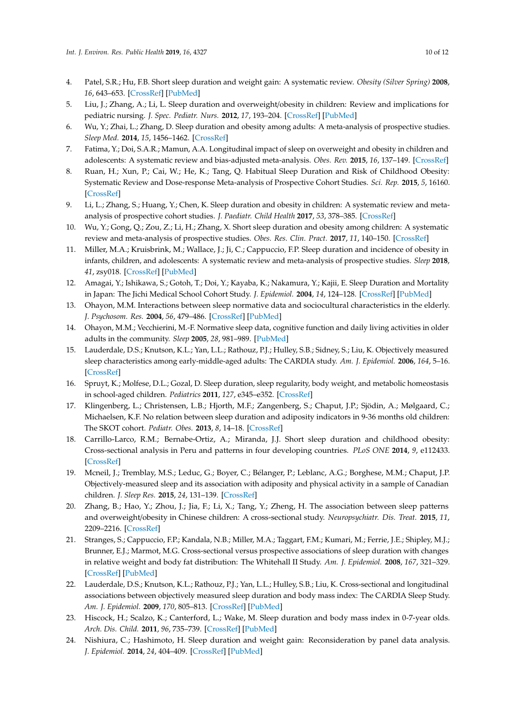4. Patel, S.R.; Hu, F.B. Short sleep duration and weight gain: A systematic review. *Obesity (Silver Spring)* **2008**, *16*, 643–653. [CrossRef] [PubMed]
5. Liu, J.; Zhang, A.; Li, L. Sleep duration and overweight/obesity in children: Review and implications for pediatric nursing. *J. Spec. Pediatr. Nurs.* **2012**, *17*, 193–204. [CrossRef] [PubMed]
6. Wu, Y.; Zhai, L.; Zhang, D. Sleep duration and obesity among adults: A meta-analysis of prospective studies. *Sleep Med.* **2014**, *15*, 1456–1462. [CrossRef]
7. Fatima, Y.; Doi, S.A.R.; Mamun, A.A. Longitudinal impact of sleep on overweight and obesity in children and adolescents: A systematic review and bias-adjusted meta-analysis. *Obes. Rev.* **2015**, *16*, 137–149. [CrossRef]
8. Ruan, H.; Xun, P.; Cai, W.; He, K.; Tang, Q. Habitual Sleep Duration and Risk of Childhood Obesity: Systematic Review and Dose-response Meta-analysis of Prospective Cohort Studies. *Sci. Rep.* **2015**, *5*, 16160. [CrossRef]
9. Li, L.; Zhang, S.; Huang, Y.; Chen, K. Sleep duration and obesity in children: A systematic review and meta-analysis of prospective cohort studies. *J. Paediatr. Child Health* **2017**, *53*, 378–385. [CrossRef]
10. Wu, Y.; Gong, Q.; Zou, Z.; Li, H.; Zhang, X. Short sleep duration and obesity among children: A systematic review and meta-analysis of prospective studies. *Obes. Res. Clin. Pract.* **2017**, *11*, 140–150. [CrossRef]
11. Miller, M.A.; Kruisbrink, M.; Wallace, J.; Ji, C.; Cappuccio, F.P. Sleep duration and incidence of obesity in infants, children, and adolescents: A systematic review and meta-analysis of prospective studies. *Sleep* **2018**, *41*, zsy018. [CrossRef] [PubMed]
12. Amagai, Y.; Ishikawa, S.; Gotoh, T.; Doi, Y.; Kayaba, K.; Nakamura, Y.; Kajii, E. Sleep Duration and Mortality in Japan: The Jichi Medical School Cohort Study. *J. Epidemiol.* **2004**, *14*, 124–128. [CrossRef] [PubMed]
13. Ohayon, M.M. Interactions between sleep normative data and sociocultural characteristics in the elderly. *J. Psychosom. Res.* **2004**, *56*, 479–486. [CrossRef] [PubMed]
14. Ohayon, M.M.; Vecchierini, M.-F. Normative sleep data, cognitive function and daily living activities in older adults in the community. *Sleep* **2005**, *28*, 981–989. [PubMed]
15. Lauderdale, D.S.; Knutson, K.L.; Yan, L.L.; Rathouz, P.J.; Hulley, S.B.; Sidney, S.; Liu, K. Objectively measured sleep characteristics among early-middle-aged adults: The CARDIA study. *Am. J. Epidemiol.* **2006**, *164*, 5–16. [CrossRef]
16. Spruyt, K.; Molfese, D.L.; Gozal, D. Sleep duration, sleep regularity, body weight, and metabolic homeostasis in school-aged children. *Pediatrics* **2011**, *127*, e345–e352. [CrossRef]
17. Klingenberg, L.; Christensen, L.B.; Hjorth, M.F.; Zangenberg, S.; Chaput, J.P.; Sjödin, A.; Mølgaard, C.; Michaelsen, K.F. No relation between sleep duration and adiposity indicators in 9-36 months old children: The SKOT cohort. *Pediatr. Obes.* **2013**, *8*, 14–18. [CrossRef]
18. Carrillo-Larco, R.M.; Bernabe-Ortiz, A.; Miranda, J.J. Short sleep duration and childhood obesity: Cross-sectional analysis in Peru and patterns in four developing countries. *PLoS ONE* **2014**, *9*, e112433. [CrossRef]
19. Mcneil, J.; Tremblay, M.S.; Leduc, G.; Boyer, C.; Bélanger, P.; Leblanc, A.G.; Borghese, M.M.; Chaput, J.P. Objectively-measured sleep and its association with adiposity and physical activity in a sample of Canadian children. *J. Sleep Res.* **2015**, *24*, 131–139. [CrossRef]
20. Zhang, B.; Hao, Y.; Zhou, J.; Jia, F.; Li, X.; Tang, Y.; Zheng, H. The association between sleep patterns and overweight/obesity in Chinese children: A cross-sectional study. *Neuropsychiatr. Dis. Treat.* **2015**, *11*, 2209–2216. [CrossRef]
21. Stranges, S.; Cappuccio, F.P.; Kandala, N.B.; Miller, M.A.; Taggart, F.M.; Kumari, M.; Ferrie, J.E.; Shipley, M.J.; Brunner, E.J.; Marmot, M.G. Cross-sectional versus prospective associations of sleep duration with changes in relative weight and body fat distribution: The Whitehall II Study. *Am. J. Epidemiol.* **2008**, *167*, 321–329. [CrossRef] [PubMed]
22. Lauderdale, D.S.; Knutson, K.L.; Rathouz, P.J.; Yan, L.L.; Hulley, S.B.; Liu, K. Cross-sectional and longitudinal associations between objectively measured sleep duration and body mass index: The CARDIA Sleep Study. *Am. J. Epidemiol.* **2009**, *170*, 805–813. [CrossRef] [PubMed]
23. Hiscock, H.; Scalzo, K.; Canterford, L.; Wake, M. Sleep duration and body mass index in 0-7-year olds. *Arch. Dis. Child.* **2011**, *96*, 735–739. [CrossRef] [PubMed]
24. Nishiura, C.; Hashimoto, H. Sleep duration and weight gain: Reconsideration by panel data analysis. *J. Epidemiol.* **2014**, *24*, 404–409. [CrossRef] [PubMed]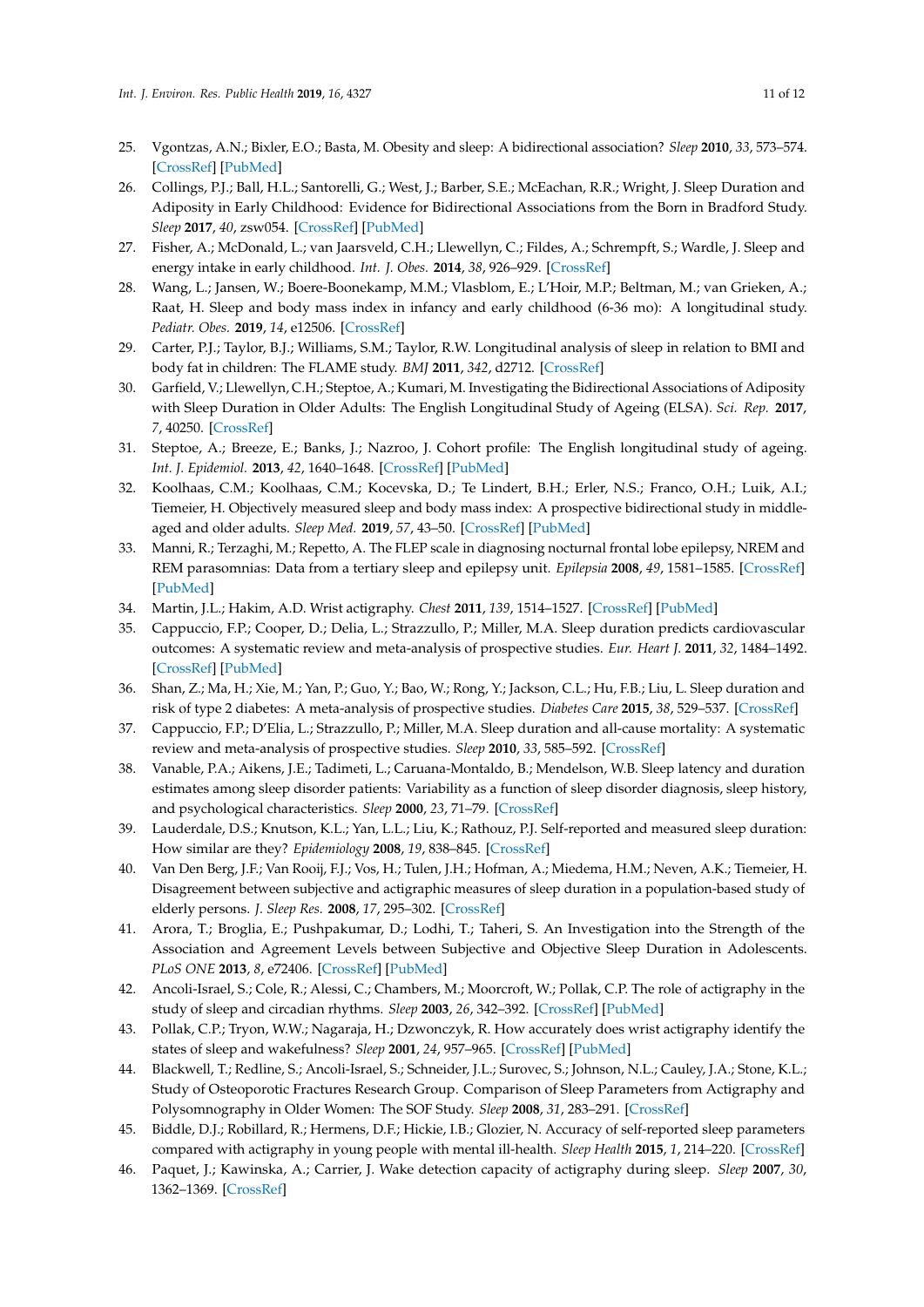25. Vgontzas, A.N.; Bixler, E.O.; Basta, M. Obesity and sleep: A bidirectional association? *Sleep* **2010**, *33*, 573–574. [CrossRef] [PubMed]
26. Collings, P.J.; Ball, H.L.; Santorelli, G.; West, J.; Barber, S.E.; McEachan, R.R.; Wright, J. Sleep Duration and Adiposity in Early Childhood: Evidence for Bidirectional Associations from the Born in Bradford Study. *Sleep* **2017**, *40*, zsw054. [CrossRef] [PubMed]
27. Fisher, A.; McDonald, L.; van Jaarsveld, C.H.; Llewellyn, C.; Fildes, A.; Schrempft, S.; Wardle, J. Sleep and energy intake in early childhood. *Int. J. Obes.* **2014**, *38*, 926–929. [CrossRef]
28. Wang, L.; Jansen, W.; Boere-Boonekamp, M.M.; Vlasblom, E.; L'Hoir, M.P.; Beltman, M.; van Grieken, A.; Raat, H. Sleep and body mass index in infancy and early childhood (6-36 mo): A longitudinal study. *Pediatr. Obes.* **2019**, *14*, e12506. [CrossRef]
29. Carter, P.J.; Taylor, B.J.; Williams, S.M.; Taylor, R.W. Longitudinal analysis of sleep in relation to BMI and body fat in children: The FLAME study. *BMJ* **2011**, *342*, d2712. [CrossRef]
30. Garfield, V.; Llewellyn, C.H.; Steptoe, A.; Kumari, M. Investigating the Bidirectional Associations of Adiposity with Sleep Duration in Older Adults: The English Longitudinal Study of Ageing (ELSA). *Sci. Rep.* **2017**, *7*, 40250. [CrossRef]
31. Steptoe, A.; Breeze, E.; Banks, J.; Nazroo, J. Cohort profile: The English longitudinal study of ageing. *Int. J. Epidemiol.* **2013**, *42*, 1640–1648. [CrossRef] [PubMed]
32. Koolhaas, C.M.; Koolhaas, C.M.; Kocevska, D.; Te Lindert, B.H.; Erler, N.S.; Franco, O.H.; Luik, A.I.; Tiemeier, H. Objectively measured sleep and body mass index: A prospective bidirectional study in middle-aged and older adults. *Sleep Med.* **2019**, *57*, 43–50. [CrossRef] [PubMed]
33. Manni, R.; Terzaghi, M.; Repetto, A. The FLEP scale in diagnosing nocturnal frontal lobe epilepsy, NREM and REM parasomnias: Data from a tertiary sleep and epilepsy unit. *Epilepsia* **2008**, *49*, 1581–1585. [CrossRef] [PubMed]
34. Martin, J.L.; Hakim, A.D. Wrist actigraphy. *Chest* **2011**, *139*, 1514–1527. [CrossRef] [PubMed]
35. Cappuccio, F.P.; Cooper, D.; Delia, L.; Strazzullo, P.; Miller, M.A. Sleep duration predicts cardiovascular outcomes: A systematic review and meta-analysis of prospective studies. *Eur. Heart J.* **2011**, *32*, 1484–1492. [CrossRef] [PubMed]
36. Shan, Z.; Ma, H.; Xie, M.; Yan, P.; Guo, Y.; Bao, W.; Rong, Y.; Jackson, C.L.; Hu, F.B.; Liu, L. Sleep duration and risk of type 2 diabetes: A meta-analysis of prospective studies. *Diabetes Care* **2015**, *38*, 529–537. [CrossRef]
37. Cappuccio, F.P.; D'Elia, L.; Strazzullo, P.; Miller, M.A. Sleep duration and all-cause mortality: A systematic review and meta-analysis of prospective studies. *Sleep* **2010**, *33*, 585–592. [CrossRef]
38. Vanable, P.A.; Aikens, J.E.; Tadimeti, L.; Caruana-Montaldo, B.; Mendelson, W.B. Sleep latency and duration estimates among sleep disorder patients: Variability as a function of sleep disorder diagnosis, sleep history, and psychological characteristics. *Sleep* **2000**, *23*, 71–79. [CrossRef]
39. Lauderdale, D.S.; Knutson, K.L.; Yan, L.L.; Liu, K.; Rathouz, P.J. Self-reported and measured sleep duration: How similar are they? *Epidemiology* **2008**, *19*, 838–845. [CrossRef]
40. Van Den Berg, J.F.; Van Rooij, F.J.; Vos, H.; Tulen, J.H.; Hofman, A.; Miedema, H.M.; Neven, A.K.; Tiemeier, H. Disagreement between subjective and actigraphic measures of sleep duration in a population-based study of elderly persons. *J. Sleep Res.* **2008**, *17*, 295–302. [CrossRef]
41. Arora, T.; Broglia, E.; Pushpakumar, D.; Lodhi, T.; Taheri, S. An Investigation into the Strength of the Association and Agreement Levels between Subjective and Objective Sleep Duration in Adolescents. *PLoS ONE* **2013**, *8*, e72406. [CrossRef] [PubMed]
42. Ancoli-Israel, S.; Cole, R.; Alessi, C.; Chambers, M.; Moorcroft, W.; Pollak, C.P. The role of actigraphy in the study of sleep and circadian rhythms. *Sleep* **2003**, *26*, 342–392. [CrossRef] [PubMed]
43. Pollak, C.P.; Tryon, W.W.; Nagaraja, H.; Dzwonczyk, R. How accurately does wrist actigraphy identify the states of sleep and wakefulness? *Sleep* **2001**, *24*, 957–965. [CrossRef] [PubMed]
44. Blackwell, T.; Redline, S.; Ancoli-Israel, S.; Schneider, J.L.; Surovec, S.; Johnson, N.L.; Cauley, J.A.; Stone, K.L.; Study of Osteoporotic Fractures Research Group. Comparison of Sleep Parameters from Actigraphy and Polysomnography in Older Women: The SOF Study. *Sleep* **2008**, *31*, 283–291. [CrossRef]
45. Biddle, D.J.; Robillard, R.; Hermens, D.F.; Hickie, I.B.; Glozier, N. Accuracy of self-reported sleep parameters compared with actigraphy in young people with mental ill-health. *Sleep Health* **2015**, *1*, 214–220. [CrossRef]
46. Paquet, J.; Kawinska, A.; Carrier, J. Wake detection capacity of actigraphy during sleep. *Sleep* **2007**, *30*, 1362–1369. [CrossRef]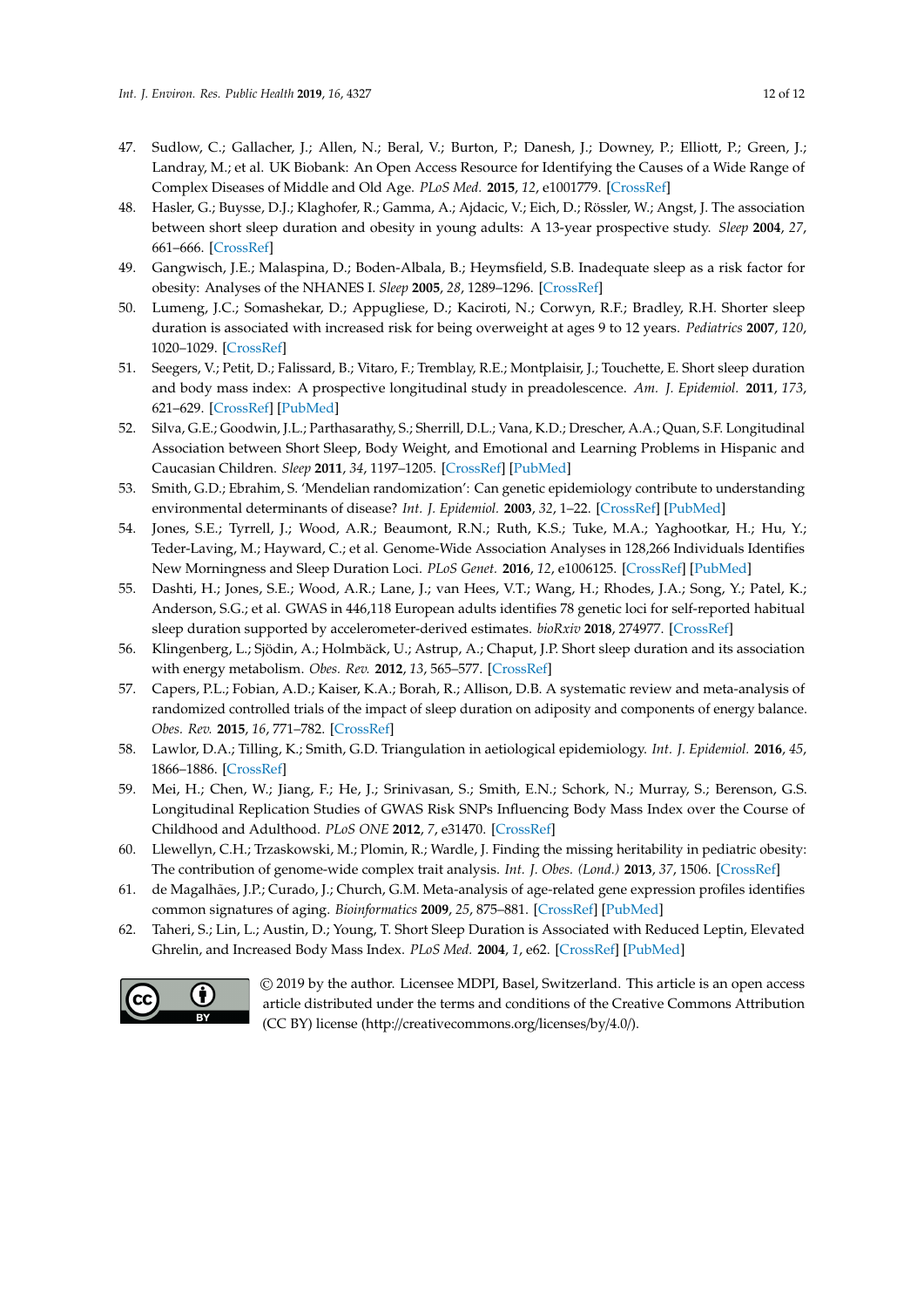47. Sudlow, C.; Gallacher, J.; Allen, N.; Beral, V.; Burton, P.; Danesh, J.; Downey, P.; Elliott, P.; Green, J.; Landray, M.; et al. UK Biobank: An Open Access Resource for Identifying the Causes of a Wide Range of Complex Diseases of Middle and Old Age. *PLoS Med.* **2015**, *12*, e1001779. [CrossRef]
48. Hasler, G.; Buysse, D.J.; Klaghofer, R.; Gamma, A.; Ajdacic, V.; Eich, D.; Rössler, W.; Angst, J. The association between short sleep duration and obesity in young adults: A 13-year prospective study. *Sleep* **2004**, *27*, 661–666. [CrossRef]
49. Gangwisch, J.E.; Malaspina, D.; Boden-Albala, B.; Heymsfield, S.B. Inadequate sleep as a risk factor for obesity: Analyses of the NHANES I. *Sleep* **2005**, *28*, 1289–1296. [CrossRef]
50. Lumeng, J.C.; Somashekar, D.; Appugliese, D.; Kaciroti, N.; Corwyn, R.F.; Bradley, R.H. Shorter sleep duration is associated with increased risk for being overweight at ages 9 to 12 years. *Pediatrics* **2007**, *120*, 1020–1029. [CrossRef]
51. Seegers, V.; Petit, D.; Falissard, B.; Vitaro, F.; Tremblay, R.E.; Montplaisir, J.; Touchette, E. Short sleep duration and body mass index: A prospective longitudinal study in preadolescence. *Am. J. Epidemiol.* **2011**, *173*, 621–629. [CrossRef] [PubMed]
52. Silva, G.E.; Goodwin, J.L.; Parthasarathy, S.; Sherrill, D.L.; Vana, K.D.; Drescher, A.A.; Quan, S.F. Longitudinal Association between Short Sleep, Body Weight, and Emotional and Learning Problems in Hispanic and Caucasian Children. *Sleep* **2011**, *34*, 1197–1205. [CrossRef] [PubMed]
53. Smith, G.D.; Ebrahim, S. 'Mendelian randomization': Can genetic epidemiology contribute to understanding environmental determinants of disease? *Int. J. Epidemiol.* **2003**, *32*, 1–22. [CrossRef] [PubMed]
54. Jones, S.E.; Tyrrell, J.; Wood, A.R.; Beaumont, R.N.; Ruth, K.S.; Tuke, M.A.; Yaghootkar, H.; Hu, Y.; Teder-Laving, M.; Hayward, C.; et al. Genome-Wide Association Analyses in 128,266 Individuals Identifies New Morningness and Sleep Duration Loci. *PLoS Genet.* **2016**, *12*, e1006125. [CrossRef] [PubMed]
55. Dashti, H.; Jones, S.E.; Wood, A.R.; Lane, J.; van Hees, V.T.; Wang, H.; Rhodes, J.A.; Song, Y.; Patel, K.; Anderson, S.G.; et al. GWAS in 446,118 European adults identifies 78 genetic loci for self-reported habitual sleep duration supported by accelerometer-derived estimates. *bioRxiv* **2018**, 274977. [CrossRef]
56. Klingenberg, L.; Sjödin, A.; Holmbäck, U.; Astrup, A.; Chaput, J.P. Short sleep duration and its association with energy metabolism. *Obes. Rev.* **2012**, *13*, 565–577. [CrossRef]
57. Capers, P.L.; Fobian, A.D.; Kaiser, K.A.; Borah, R.; Allison, D.B. A systematic review and meta-analysis of randomized controlled trials of the impact of sleep duration on adiposity and components of energy balance. *Obes. Rev.* **2015**, *16*, 771–782. [CrossRef]
58. Lawlor, D.A.; Tilling, K.; Smith, G.D. Triangulation in aetiological epidemiology. *Int. J. Epidemiol.* **2016**, *45*, 1866–1886. [CrossRef]
59. Mei, H.; Chen, W.; Jiang, F.; He, J.; Srinivasan, S.; Smith, E.N.; Schork, N.; Murray, S.; Berenson, G.S. Longitudinal Replication Studies of GWAS Risk SNPs Influencing Body Mass Index over the Course of Childhood and Adulthood. *PLoS ONE* **2012**, *7*, e31470. [CrossRef]
60. Llewellyn, C.H.; Trzaskowski, M.; Plomin, R.; Wardle, J. Finding the missing heritability in pediatric obesity: The contribution of genome-wide complex trait analysis. *Int. J. Obes. (Lond.)* **2013**, *37*, 1506. [CrossRef]
61. de Magalhães, J.P.; Curado, J.; Church, G.M. Meta-analysis of age-related gene expression profiles identifies common signatures of aging. *Bioinformatics* **2009**, *25*, 875–881. [CrossRef] [PubMed]
62. Taheri, S.; Lin, L.; Austin, D.; Young, T. Short Sleep Duration is Associated with Reduced Leptin, Elevated Ghrelin, and Increased Body Mass Index. *PLoS Med.* **2004**, *1*, e62. [CrossRef] [PubMed]

© 2019 by the author. Licensee MDPI, Basel, Switzerland. This article is an open access article distributed under the terms and conditions of the Creative Commons Attribution (CC BY) license (http://creativecommons.org/licenses/by/4.0/).